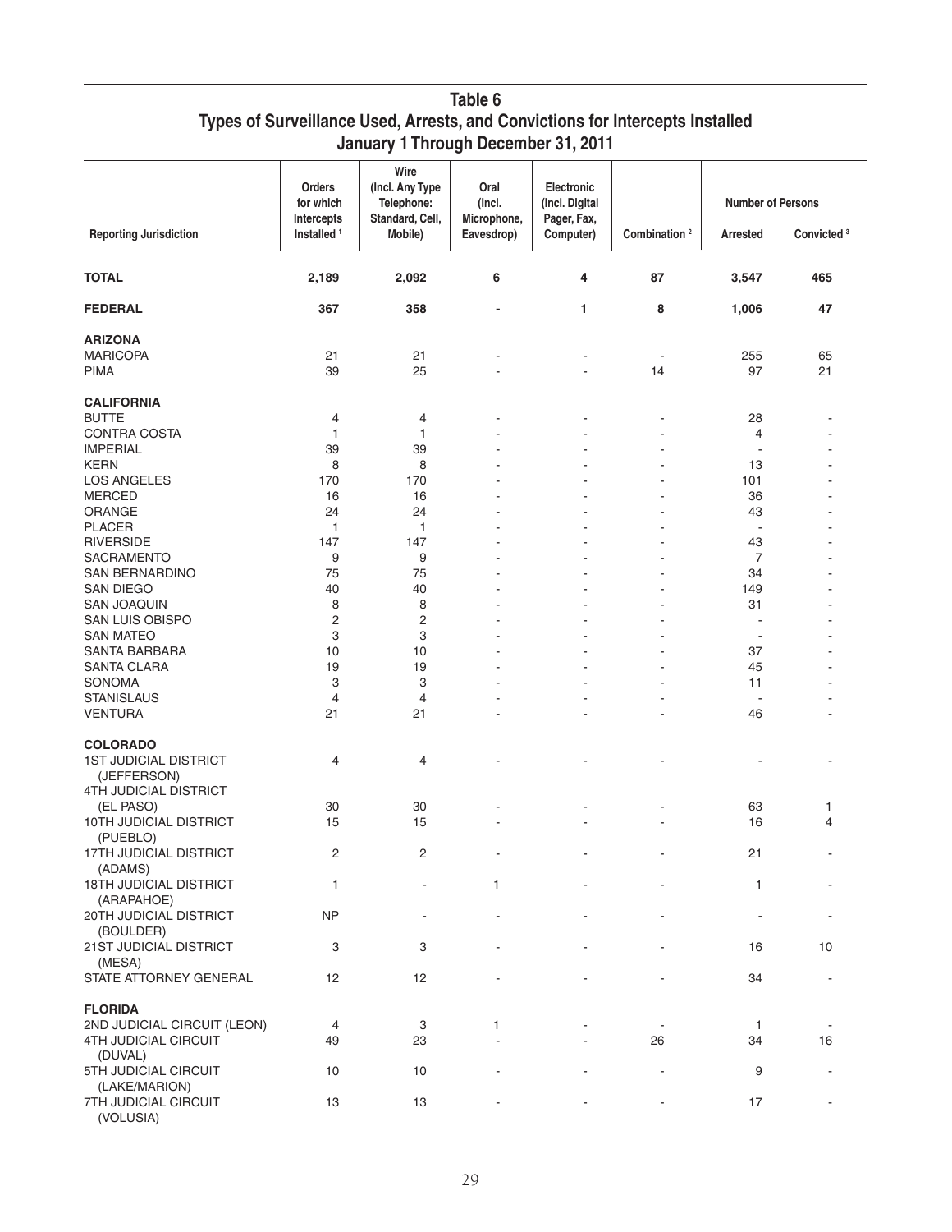# Table 6
## Types of Surveillance Used, Arrests, and Convictions for Intercepts Installed
### January 1 Through December 31, 2011

| Reporting Jurisdiction | Orders for which Intercepts Installed [1] | Wire (Incl. Any Type Telephone: Standard, Cell, Mobile) | Oral (Incl. Microphone, Eavesdrop) | Electronic (Incl. Digital Pager, Fax, Computer) | Combination [2] | Number of Persons | |
|---|---|---|---|---|---|---|---|
| | | | | | | Arrested | Convicted [3] |
| **TOTAL** | **2,189** | **2,092** | **6** | **4** | **87** | **3,547** | **465** |
| **FEDERAL** | **367** | **358** | **-** | **1** | **8** | **1,006** | **47** |
| **ARIZONA** | | | | | | | |
| MARICOPA | 21 | 21 | - | - | - | 255 | 65 |
| PIMA | 39 | 25 | - | - | 14 | 97 | 21 |
| **CALIFORNIA** | | | | | | | |
| BUTTE | 4 | 4 | - | - | - | 28 | - |
| CONTRA COSTA | 1 | 1 | - | - | - | 4 | - |
| IMPERIAL | 39 | 39 | - | - | - | - | - |
| KERN | 8 | 8 | - | - | - | 13 | - |
| LOS ANGELES | 170 | 170 | - | - | - | 101 | - |
| MERCED | 16 | 16 | - | - | - | 36 | - |
| ORANGE | 24 | 24 | - | - | - | 43 | - |
| PLACER | 1 | 1 | - | - | - | - | - |
| RIVERSIDE | 147 | 147 | - | - | - | 43 | - |
| SACRAMENTO | 9 | 9 | - | - | - | 7 | - |
| SAN BERNARDINO | 75 | 75 | - | - | - | 34 | - |
| SAN DIEGO | 40 | 40 | - | - | - | 149 | - |
| SAN JOAQUIN | 8 | 8 | - | - | - | 31 | - |
| SAN LUIS OBISPO | 2 | 2 | - | - | - | - | - |
| SAN MATEO | 3 | 3 | - | - | - | - | - |
| SANTA BARBARA | 10 | 10 | - | - | - | 37 | - |
| SANTA CLARA | 19 | 19 | - | - | - | 45 | - |
| SONOMA | 3 | 3 | - | - | - | 11 | - |
| STANISLAUS | 4 | 4 | - | - | - | - | - |
| VENTURA | 21 | 21 | - | - | - | 46 | - |
| **COLORADO** | | | | | | | |
| 1ST JUDICIAL DISTRICT (JEFFERSON) | 4 | 4 | - | - | - | - | - |
| 4TH JUDICIAL DISTRICT (EL PASO) | 30 | 30 | - | - | - | 63 | 1 |
| 10TH JUDICIAL DISTRICT (PUEBLO) | 15 | 15 | - | - | - | 16 | 4 |
| 17TH JUDICIAL DISTRICT (ADAMS) | 2 | 2 | - | - | - | 21 | - |
| 18TH JUDICIAL DISTRICT (ARAPAHOE) | 1 | - | 1 | - | - | 1 | - |
| 20TH JUDICIAL DISTRICT (BOULDER) | NP | - | - | - | - | - | - |
| 21ST JUDICIAL DISTRICT (MESA) | 3 | 3 | - | - | - | 16 | 10 |
| STATE ATTORNEY GENERAL | 12 | 12 | - | - | - | 34 | - |
| **FLORIDA** | | | | | | | |
| 2ND JUDICIAL CIRCUIT (LEON) | 4 | 3 | 1 | - | - | 1 | - |
| 4TH JUDICIAL CIRCUIT (DUVAL) | 49 | 23 | - | - | 26 | 34 | 16 |
| 5TH JUDICIAL CIRCUIT (LAKE/MARION) | 10 | 10 | - | - | - | 9 | - |
| 7TH JUDICIAL CIRCUIT (VOLUSIA) | 13 | 13 | - | - | - | 17 | - |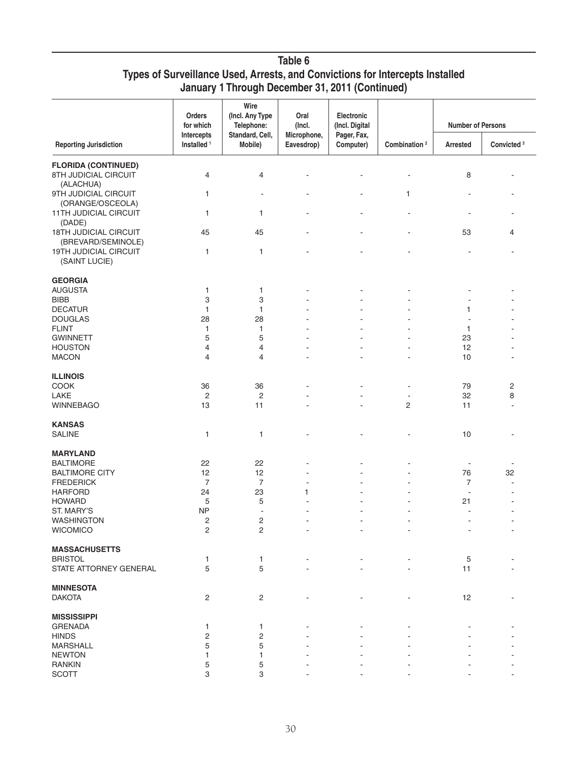# Table 6
## Types of Surveillance Used, Arrests, and Convictions for Intercepts Installed January 1 Through December 31, 2011 (Continued)

| Reporting Jurisdiction | Orders for which Intercepts Installed [1] | Wire (Incl. Any Type Telephone: Standard, Cell, Mobile) | Oral (Incl. Microphone, Eavesdrop) | Electronic (Incl. Digital Pager, Fax, Computer) | Combination [2] | Number of Persons | |
|---|---|---|---|---|---|---|---|
| | | | | | | Arrested | Convicted [3] |
| **FLORIDA (CONTINUED)** | | | | | | | |
| 8TH JUDICIAL CIRCUIT (ALACHUA) | 4 | 4 | - | - | - | 8 | - |
| 9TH JUDICIAL CIRCUIT (ORANGE/OSCEOLA) | 1 | - | - | - | 1 | - | - |
| 11TH JUDICIAL CIRCUIT (DADE) | 1 | 1 | - | - | - | - | - |
| 18TH JUDICIAL CIRCUIT (BREVARD/SEMINOLE) | 45 | 45 | - | - | - | 53 | 4 |
| 19TH JUDICIAL CIRCUIT (SAINT LUCIE) | 1 | 1 | - | - | - | - | - |
| **GEORGIA** | | | | | | | |
| AUGUSTA | 1 | 1 | - | - | - | - | - |
| BIBB | 3 | 3 | - | - | - | - | - |
| DECATUR | 1 | 1 | - | - | - | 1 | - |
| DOUGLAS | 28 | 28 | - | - | - | - | - |
| FLINT | 1 | 1 | - | - | - | 1 | - |
| GWINNETT | 5 | 5 | - | - | - | 23 | - |
| HOUSTON | 4 | 4 | - | - | - | 12 | - |
| MACON | 4 | 4 | - | - | - | 10 | - |
| **ILLINOIS** | | | | | | | |
| COOK | 36 | 36 | - | - | - | 79 | 2 |
| LAKE | 2 | 2 | - | - | - | 32 | 8 |
| WINNEBAGO | 13 | 11 | - | - | 2 | 11 | - |
| **KANSAS** | | | | | | | |
| SALINE | 1 | 1 | - | - | - | 10 | - |
| **MARYLAND** | | | | | | | |
| BALTIMORE | 22 | 22 | - | - | - | - | - |
| BALTIMORE CITY | 12 | 12 | - | - | - | 76 | 32 |
| FREDERICK | 7 | 7 | - | - | - | 7 | - |
| HARFORD | 24 | 23 | 1 | - | - | - | - |
| HOWARD | 5 | 5 | - | - | - | 21 | - |
| ST. MARY'S | NP | - | - | - | - | - | - |
| WASHINGTON | 2 | 2 | - | - | - | - | - |
| WICOMICO | 2 | 2 | - | - | - | - | - |
| **MASSACHUSETTS** | | | | | | | |
| BRISTOL | 1 | 1 | - | - | - | 5 | - |
| STATE ATTORNEY GENERAL | 5 | 5 | - | - | - | 11 | - |
| **MINNESOTA** | | | | | | | |
| DAKOTA | 2 | 2 | - | - | - | 12 | - |
| **MISSISSIPPI** | | | | | | | |
| GRENADA | 1 | 1 | - | - | - | - | - |
| HINDS | 2 | 2 | - | - | - | - | - |
| MARSHALL | 5 | 5 | - | - | - | - | - |
| NEWTON | 1 | 1 | - | - | - | - | - |
| RANKIN | 5 | 5 | - | - | - | - | - |
| SCOTT | 3 | 3 | - | - | - | - | - |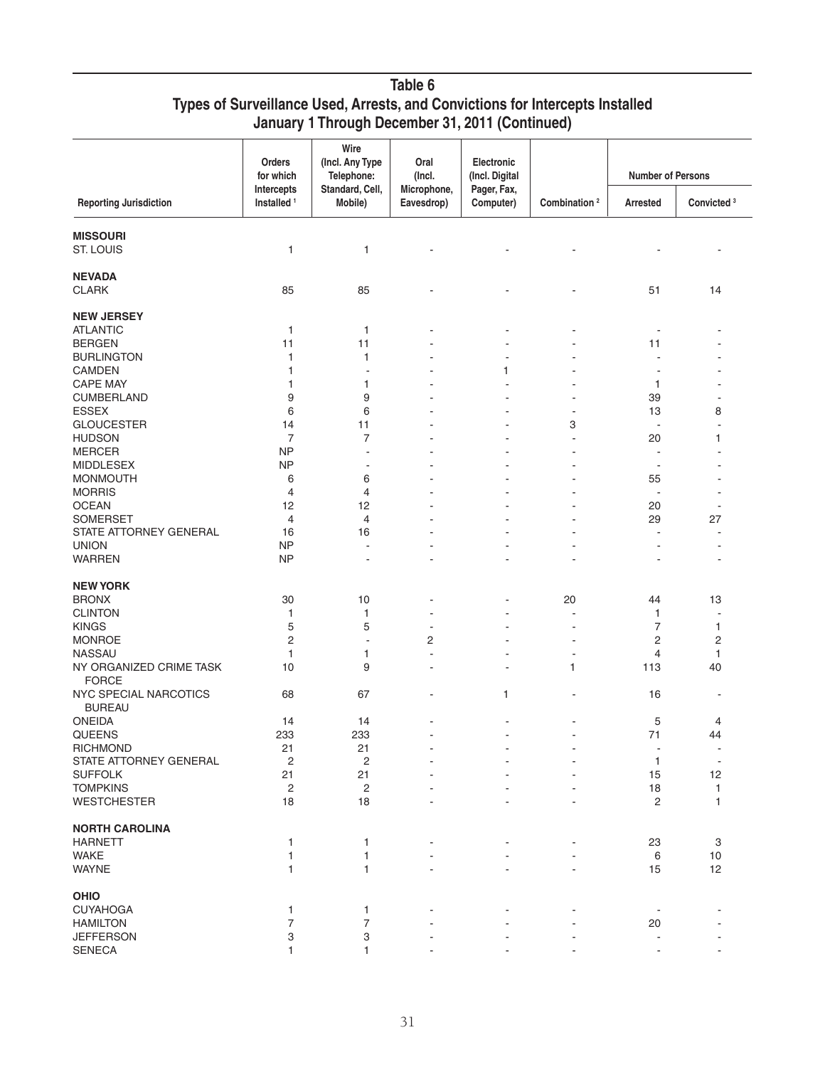## Table 6
## Types of Surveillance Used, Arrests, and Convictions for Intercepts Installed January 1 Through December 31, 2011 (Continued)

| Reporting Jurisdiction | Orders for which Intercepts Installed [1] | Wire (Incl. Any Type Telephone: Standard, Cell, Mobile) | Oral (Incl. Microphone, Eavesdrop) | Electronic (Incl. Digital Pager, Fax, Computer) | Combination [2] | Number of Persons | |
|---|---|---|---|---|---|---|---|
| | | | | | | Arrested | Convicted [3] |
| **MISSOURI** | | | | | | | |
| ST. LOUIS | 1 | 1 | - | - | - | - | - |
| **NEVADA** | | | | | | | |
| CLARK | 85 | 85 | - | - | - | 51 | 14 |
| **NEW JERSEY** | | | | | | | |
| ATLANTIC | 1 | 1 | - | - | - | - | - |
| BERGEN | 11 | 11 | - | - | - | 11 | - |
| BURLINGTON | 1 | 1 | - | - | - | - | - |
| CAMDEN | 1 | - | - | 1 | - | - | - |
| CAPE MAY | 1 | 1 | - | - | - | 1 | - |
| CUMBERLAND | 9 | 9 | - | - | - | 39 | - |
| ESSEX | 6 | 6 | - | - | - | 13 | 8 |
| GLOUCESTER | 14 | 11 | - | - | 3 | - | - |
| HUDSON | 7 | 7 | - | - | - | 20 | 1 |
| MERCER | NP | - | - | - | - | - | - |
| MIDDLESEX | NP | - | - | - | - | - | - |
| MONMOUTH | 6 | 6 | - | - | - | 55 | - |
| MORRIS | 4 | 4 | - | - | - | - | - |
| OCEAN | 12 | 12 | - | - | - | 20 | - |
| SOMERSET | 4 | 4 | - | - | - | 29 | 27 |
| STATE ATTORNEY GENERAL | 16 | 16 | - | - | - | - | - |
| UNION | NP | - | - | - | - | - | - |
| WARREN | NP | - | - | - | - | - | - |
| **NEW YORK** | | | | | | | |
| BRONX | 30 | 10 | - | - | 20 | 44 | 13 |
| CLINTON | 1 | 1 | - | - | - | 1 | - |
| KINGS | 5 | 5 | - | - | - | 7 | 1 |
| MONROE | 2 | - | 2 | - | - | 2 | 2 |
| NASSAU | 1 | 1 | - | - | - | 4 | 1 |
| NY ORGANIZED CRIME TASK FORCE | 10 | 9 | - | - | 1 | 113 | 40 |
| NYC SPECIAL NARCOTICS BUREAU | 68 | 67 | - | 1 | - | 16 | - |
| ONEIDA | 14 | 14 | - | - | - | 5 | 4 |
| QUEENS | 233 | 233 | - | - | - | 71 | 44 |
| RICHMOND | 21 | 21 | - | - | - | - | - |
| STATE ATTORNEY GENERAL | 2 | 2 | - | - | - | 1 | - |
| SUFFOLK | 21 | 21 | - | - | - | 15 | 12 |
| TOMPKINS | 2 | 2 | - | - | - | 18 | 1 |
| WESTCHESTER | 18 | 18 | - | - | - | 2 | 1 |
| **NORTH CAROLINA** | | | | | | | |
| HARNETT | 1 | 1 | - | - | - | 23 | 3 |
| WAKE | 1 | 1 | - | - | - | 6 | 10 |
| WAYNE | 1 | 1 | - | - | - | 15 | 12 |
| **OHIO** | | | | | | | |
| CUYAHOGA | 1 | 1 | - | - | - | - | - |
| HAMILTON | 7 | 7 | - | - | - | 20 | - |
| JEFFERSON | 3 | 3 | - | - | - | - | - |
| SENECA | 1 | 1 | - | - | - | - | - |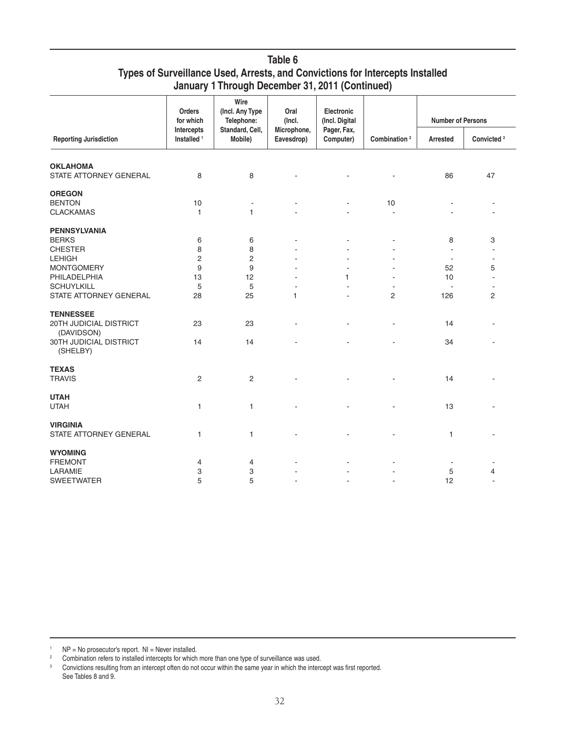## Table 6
## Types of Surveillance Used, Arrests, and Convictions for Intercepts Installed January 1 Through December 31, 2011 (Continued)

| Reporting Jurisdiction | Orders for which Intercepts Installed [1] | Wire (Incl. Any Type Telephone: Standard, Cell, Mobile) | Oral (Incl. Microphone, Eavesdrop) | Electronic (Incl. Digital Pager, Fax, Computer) | Combination [2] | Number of Persons | |
|---|---|---|---|---|---|---|---|
| | | | | | | Arrested | Convicted [3] |
| **OKLAHOMA** | | | | | | | |
| STATE ATTORNEY GENERAL | 8 | 8 | - | - | - | 86 | 47 |
| **OREGON** | | | | | | | |
| BENTON | 10 | - | - | - | 10 | - | - |
| CLACKAMAS | 1 | 1 | - | - | - | - | - |
| **PENNSYLVANIA** | | | | | | | |
| BERKS | 6 | 6 | - | - | - | 8 | 3 |
| CHESTER | 8 | 8 | - | - | - | - | - |
| LEHIGH | 2 | 2 | - | - | - | - | - |
| MONTGOMERY | 9 | 9 | - | - | - | 52 | 5 |
| PHILADELPHIA | 13 | 12 | - | 1 | - | 10 | - |
| SCHUYLKILL | 5 | 5 | - | - | - | - | - |
| STATE ATTORNEY GENERAL | 28 | 25 | 1 | - | 2 | 126 | 2 |
| **TENNESSEE** | | | | | | | |
| 20TH JUDICIAL DISTRICT (DAVIDSON) | 23 | 23 | - | - | - | 14 | - |
| 30TH JUDICIAL DISTRICT (SHELBY) | 14 | 14 | - | - | - | 34 | - |
| **TEXAS** | | | | | | | |
| TRAVIS | 2 | 2 | - | - | - | 14 | - |
| **UTAH** | | | | | | | |
| UTAH | 1 | 1 | - | - | - | 13 | - |
| **VIRGINIA** | | | | | | | |
| STATE ATTORNEY GENERAL | 1 | 1 | - | - | - | 1 | - |
| **WYOMING** | | | | | | | |
| FREMONT | 4 | 4 | - | - | - | - | - |
| LARAMIE | 3 | 3 | - | - | - | 5 | 4 |
| SWEETWATER | 5 | 5 | - | - | - | 12 | - |

[1] NP = No prosecutor's report. NI = Never installed.

[2] Combination refers to installed intercepts for which more than one type of surveillance was used.

[3] Convictions resulting from an intercept often do not occur within the same year in which the intercept was first reported. See Tables 8 and 9.